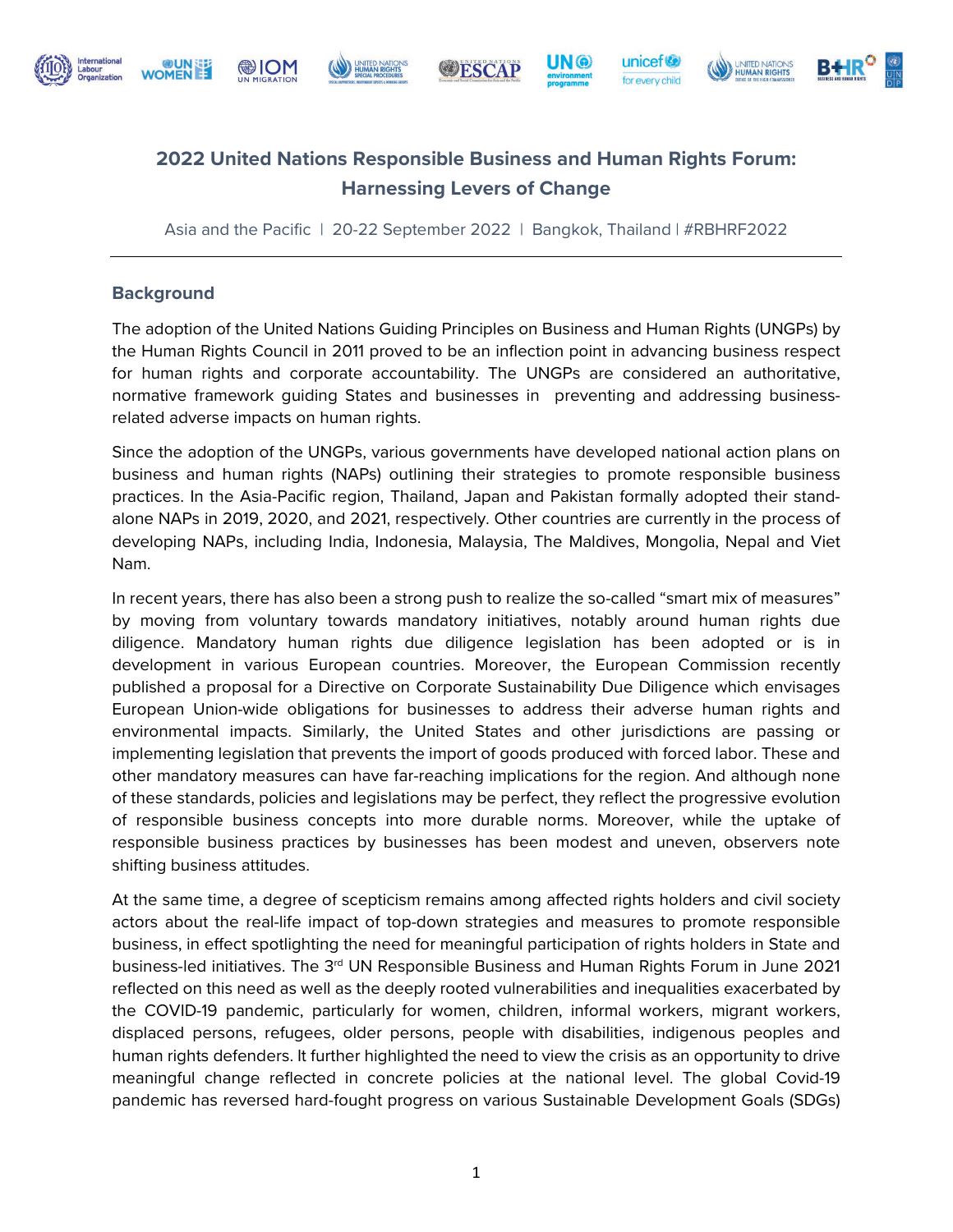# 2022 United Nations Responsible Business and Human Rights Forum: Harnessing Levers of Change

Asia and the Pacific | 20-22 September 2022 | Bangkok, Thailand | #RBHRF2022

## Background

The adoption of the United Nations Guiding Principles on Business and Human Rights (UNGPs) by the Human Rights Council in 2011 proved to be an inflection point in advancing business respect for human rights and corporate accountability. The UNGPs are considered an authoritative, normative framework guiding States and businesses in preventing and addressing business-related adverse impacts on human rights.

Since the adoption of the UNGPs, various governments have developed national action plans on business and human rights (NAPs) outlining their strategies to promote responsible business practices. In the Asia-Pacific region, Thailand, Japan and Pakistan formally adopted their stand-alone NAPs in 2019, 2020, and 2021, respectively. Other countries are currently in the process of developing NAPs, including India, Indonesia, Malaysia, The Maldives, Mongolia, Nepal and Viet Nam.

In recent years, there has also been a strong push to realize the so-called "smart mix of measures" by moving from voluntary towards mandatory initiatives, notably around human rights due diligence. Mandatory human rights due diligence legislation has been adopted or is in development in various European countries. Moreover, the European Commission recently published a proposal for a Directive on Corporate Sustainability Due Diligence which envisages European Union-wide obligations for businesses to address their adverse human rights and environmental impacts. Similarly, the United States and other jurisdictions are passing or implementing legislation that prevents the import of goods produced with forced labor. These and other mandatory measures can have far-reaching implications for the region. And although none of these standards, policies and legislations may be perfect, they reflect the progressive evolution of responsible business concepts into more durable norms. Moreover, while the uptake of responsible business practices by businesses has been modest and uneven, observers note shifting business attitudes.

At the same time, a degree of scepticism remains among affected rights holders and civil society actors about the real-life impact of top-down strategies and measures to promote responsible business, in effect spotlighting the need for meaningful participation of rights holders in State and business-led initiatives. The 3rd UN Responsible Business and Human Rights Forum in June 2021 reflected on this need as well as the deeply rooted vulnerabilities and inequalities exacerbated by the COVID-19 pandemic, particularly for women, children, informal workers, migrant workers, displaced persons, refugees, older persons, people with disabilities, indigenous peoples and human rights defenders. It further highlighted the need to view the crisis as an opportunity to drive meaningful change reflected in concrete policies at the national level. The global Covid-19 pandemic has reversed hard-fought progress on various Sustainable Development Goals (SDGs)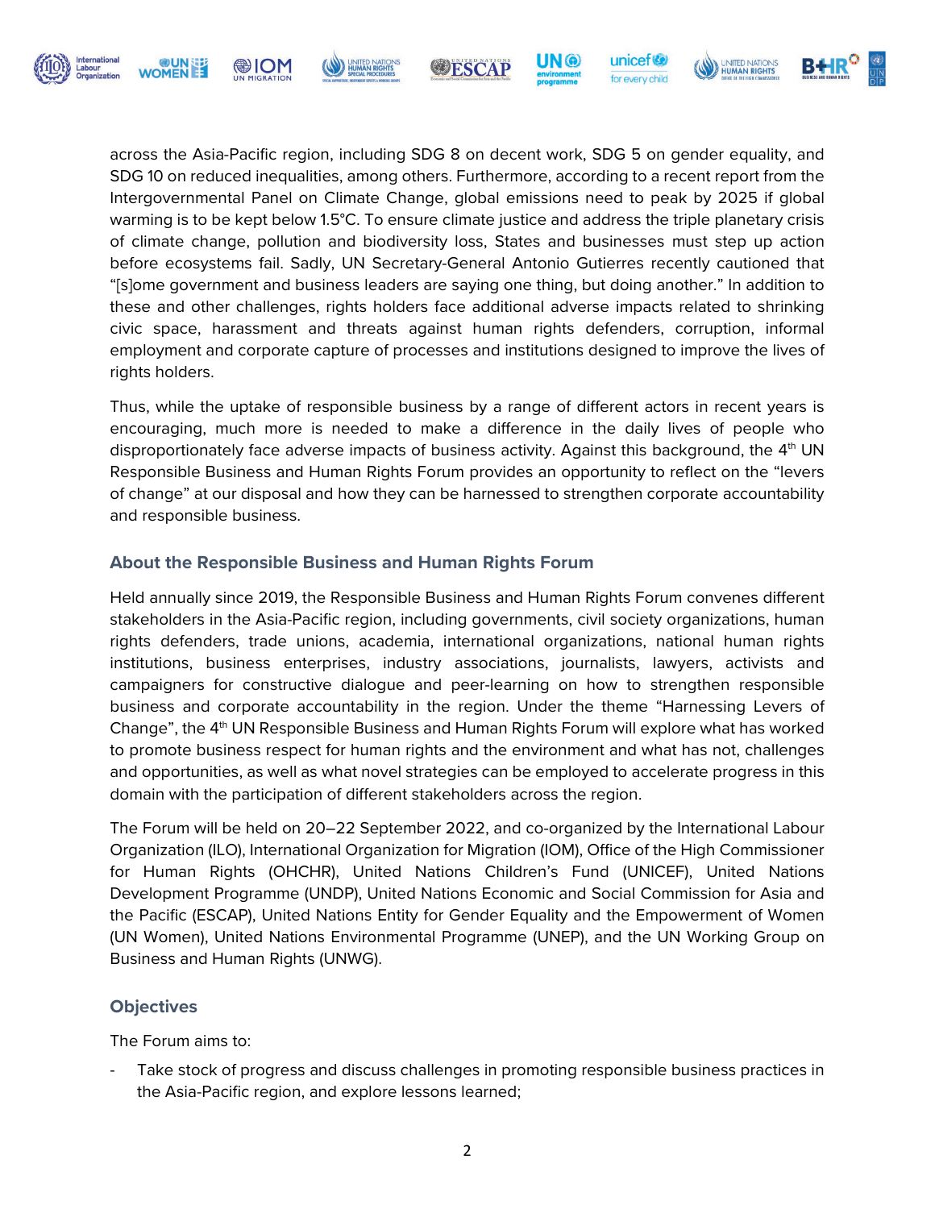across the Asia-Pacific region, including SDG 8 on decent work, SDG 5 on gender equality, and SDG 10 on reduced inequalities, among others. Furthermore, according to a recent report from the Intergovernmental Panel on Climate Change, global emissions need to peak by 2025 if global warming is to be kept below 1.5°C. To ensure climate justice and address the triple planetary crisis of climate change, pollution and biodiversity loss, States and businesses must step up action before ecosystems fail. Sadly, UN Secretary-General Antonio Gutierres recently cautioned that "[s]ome government and business leaders are saying one thing, but doing another." In addition to these and other challenges, rights holders face additional adverse impacts related to shrinking civic space, harassment and threats against human rights defenders, corruption, informal employment and corporate capture of processes and institutions designed to improve the lives of rights holders.

Thus, while the uptake of responsible business by a range of different actors in recent years is encouraging, much more is needed to make a difference in the daily lives of people who disproportionately face adverse impacts of business activity. Against this background, the 4th UN Responsible Business and Human Rights Forum provides an opportunity to reflect on the "levers of change" at our disposal and how they can be harnessed to strengthen corporate accountability and responsible business.

## About the Responsible Business and Human Rights Forum

Held annually since 2019, the Responsible Business and Human Rights Forum convenes different stakeholders in the Asia-Pacific region, including governments, civil society organizations, human rights defenders, trade unions, academia, international organizations, national human rights institutions, business enterprises, industry associations, journalists, lawyers, activists and campaigners for constructive dialogue and peer-learning on how to strengthen responsible business and corporate accountability in the region. Under the theme "Harnessing Levers of Change", the 4th UN Responsible Business and Human Rights Forum will explore what has worked to promote business respect for human rights and the environment and what has not, challenges and opportunities, as well as what novel strategies can be employed to accelerate progress in this domain with the participation of different stakeholders across the region.

The Forum will be held on 20–22 September 2022, and co-organized by the International Labour Organization (ILO), International Organization for Migration (IOM), Office of the High Commissioner for Human Rights (OHCHR), United Nations Children's Fund (UNICEF), United Nations Development Programme (UNDP), United Nations Economic and Social Commission for Asia and the Pacific (ESCAP), United Nations Entity for Gender Equality and the Empowerment of Women (UN Women), United Nations Environmental Programme (UNEP), and the UN Working Group on Business and Human Rights (UNWG).

## Objectives

The Forum aims to:

- Take stock of progress and discuss challenges in promoting responsible business practices in the Asia-Pacific region, and explore lessons learned;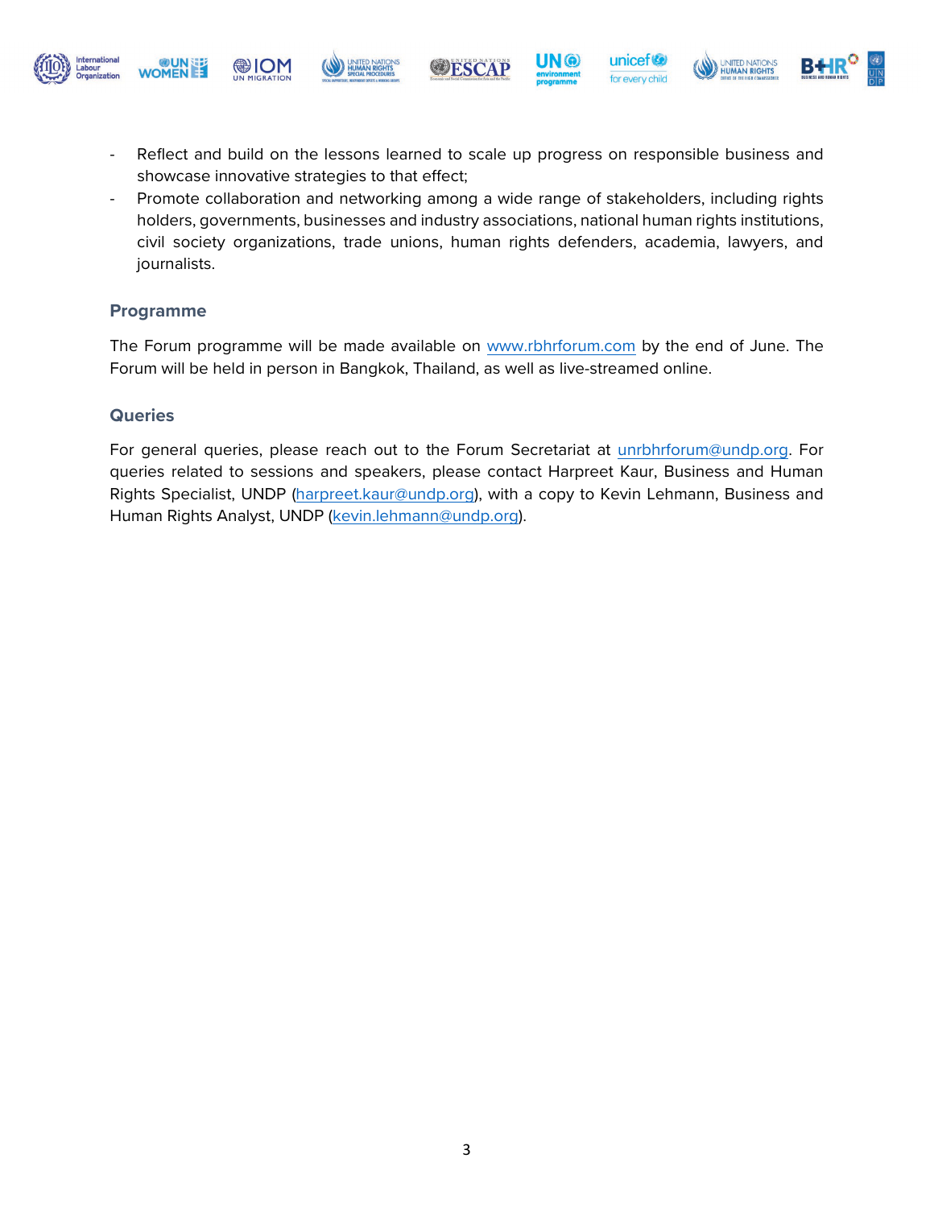- Reflect and build on the lessons learned to scale up progress on responsible business and showcase innovative strategies to that effect;
- Promote collaboration and networking among a wide range of stakeholders, including rights holders, governments, businesses and industry associations, national human rights institutions, civil society organizations, trade unions, human rights defenders, academia, lawyers, and journalists.

### Programme

The Forum programme will be made available on www.rbhrforum.com by the end of June. The Forum will be held in person in Bangkok, Thailand, as well as live-streamed online.

### Queries

For general queries, please reach out to the Forum Secretariat at unrbhrforum@undp.org. For queries related to sessions and speakers, please contact Harpreet Kaur, Business and Human Rights Specialist, UNDP (harpreet.kaur@undp.org), with a copy to Kevin Lehmann, Business and Human Rights Analyst, UNDP (kevin.lehmann@undp.org).